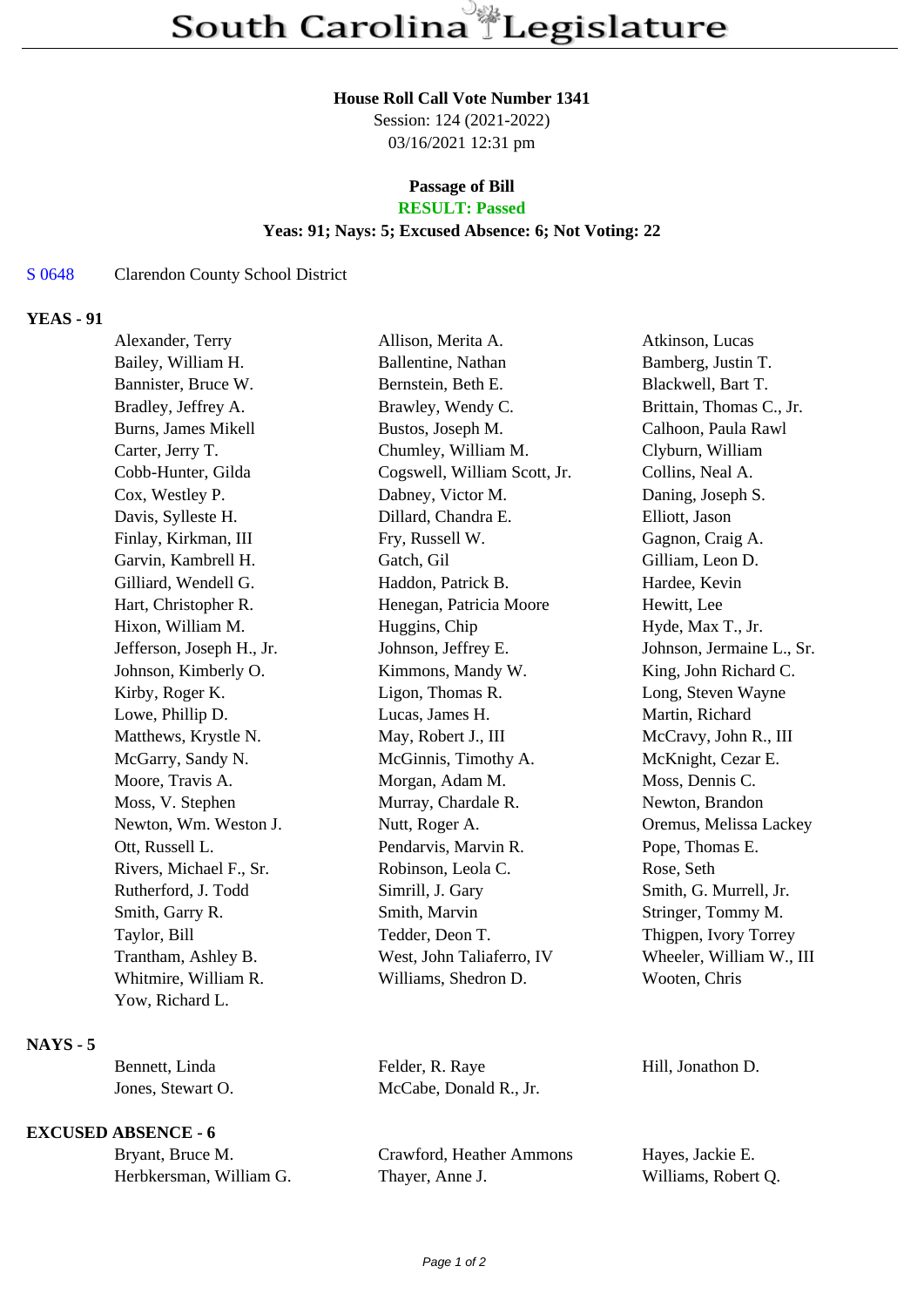# South Carolina Legislature

**House Roll Call Vote Number 1341**
Session: 124 (2021-2022)
03/16/2021 12:31 pm

**Passage of Bill**
**RESULT: Passed**
**Yeas: 91; Nays: 5; Excused Absence: 6; Not Voting: 22**

S 0648 Clarendon County School District

## YEAS - 91

| | | |
|---|---|---|
| Alexander, Terry | Allison, Merita A. | Atkinson, Lucas |
| Bailey, William H. | Ballentine, Nathan | Bamberg, Justin T. |
| Bannister, Bruce W. | Bernstein, Beth E. | Blackwell, Bart T. |
| Bradley, Jeffrey A. | Brawley, Wendy C. | Brittain, Thomas C., Jr. |
| Burns, James Mikell | Bustos, Joseph M. | Calhoon, Paula Rawl |
| Carter, Jerry T. | Chumley, William M. | Clyburn, William |
| Cobb-Hunter, Gilda | Cogswell, William Scott, Jr. | Collins, Neal A. |
| Cox, Westley P. | Dabney, Victor M. | Daning, Joseph S. |
| Davis, Sylleste H. | Dillard, Chandra E. | Elliott, Jason |
| Finlay, Kirkman, III | Fry, Russell W. | Gagnon, Craig A. |
| Garvin, Kambrell H. | Gatch, Gil | Gilliam, Leon D. |
| Gilliard, Wendell G. | Haddon, Patrick B. | Hardee, Kevin |
| Hart, Christopher R. | Henegan, Patricia Moore | Hewitt, Lee |
| Hixon, William M. | Huggins, Chip | Hyde, Max T., Jr. |
| Jefferson, Joseph H., Jr. | Johnson, Jeffrey E. | Johnson, Jermaine L., Sr. |
| Johnson, Kimberly O. | Kimmons, Mandy W. | King, John Richard C. |
| Kirby, Roger K. | Ligon, Thomas R. | Long, Steven Wayne |
| Lowe, Phillip D. | Lucas, James H. | Martin, Richard |
| Matthews, Krystle N. | May, Robert J., III | McCravy, John R., III |
| McGarry, Sandy N. | McGinnis, Timothy A. | McKnight, Cezar E. |
| Moore, Travis A. | Morgan, Adam M. | Moss, Dennis C. |
| Moss, V. Stephen | Murray, Chardale R. | Newton, Brandon |
| Newton, Wm. Weston J. | Nutt, Roger A. | Oremus, Melissa Lackey |
| Ott, Russell L. | Pendarvis, Marvin R. | Pope, Thomas E. |
| Rivers, Michael F., Sr. | Robinson, Leola C. | Rose, Seth |
| Rutherford, J. Todd | Simrill, J. Gary | Smith, G. Murrell, Jr. |
| Smith, Garry R. | Smith, Marvin | Stringer, Tommy M. |
| Taylor, Bill | Tedder, Deon T. | Thigpen, Ivory Torrey |
| Trantham, Ashley B. | West, John Taliaferro, IV | Wheeler, William W., III |
| Whitmire, William R. | Williams, Shedron D. | Wooten, Chris |
| Yow, Richard L. | | |

## NAYS - 5

| | | |
|---|---|---|
| Bennett, Linda | Felder, R. Raye | Hill, Jonathon D. |
| Jones, Stewart O. | McCabe, Donald R., Jr. | |

## EXCUSED ABSENCE - 6

| | | |
|---|---|---|
| Bryant, Bruce M. | Crawford, Heather Ammons | Hayes, Jackie E. |
| Herbkersman, William G. | Thayer, Anne J. | Williams, Robert Q. |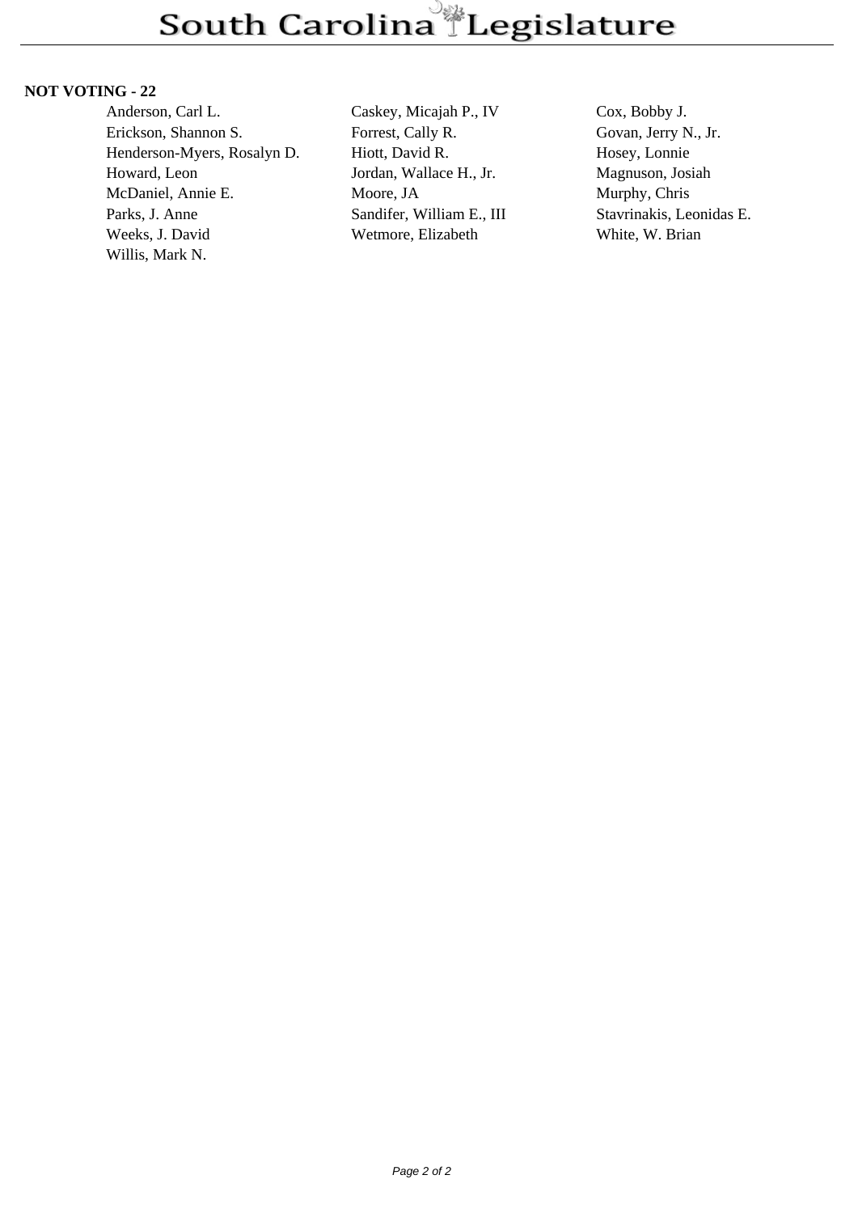**NOT VOTING - 22**

| | | |
|---|---|---|
| Anderson, Carl L. | Caskey, Micajah P., IV | Cox, Bobby J. |
| Erickson, Shannon S. | Forrest, Cally R. | Govan, Jerry N., Jr. |
| Henderson-Myers, Rosalyn D. | Hiott, David R. | Hosey, Lonnie |
| Howard, Leon | Jordan, Wallace H., Jr. | Magnuson, Josiah |
| McDaniel, Annie E. | Moore, JA | Murphy, Chris |
| Parks, J. Anne | Sandifer, William E., III | Stavrinakis, Leonidas E. |
| Weeks, J. David | Wetmore, Elizabeth | White, W. Brian |
| Willis, Mark N. | | |